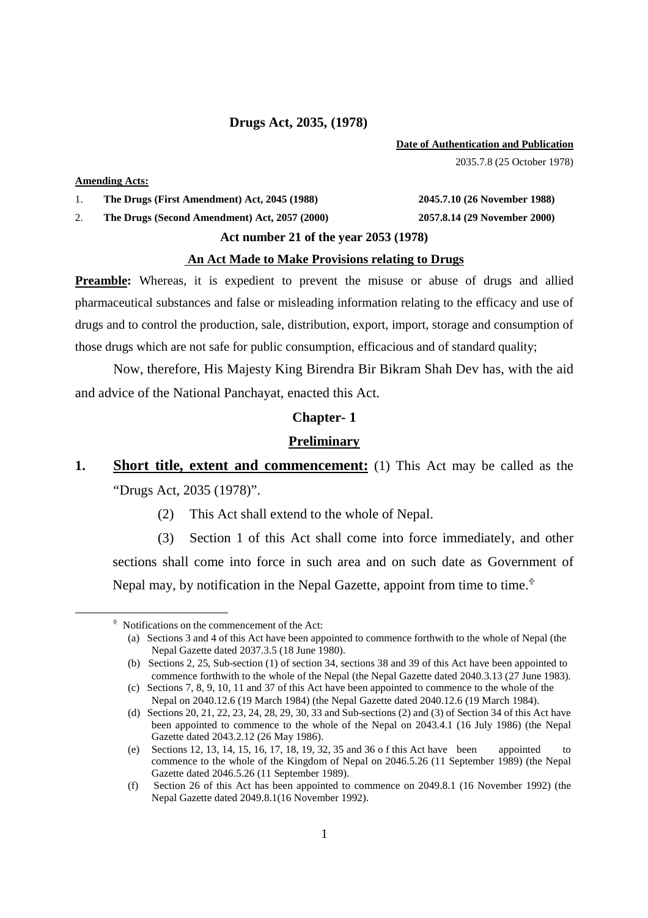# Drugs Act, 2035, (1978)

**Date of Authentication and Publication**

2035.7.8 (25 October 1978)

**Amending Acts:**

1. **The Drugs (First Amendment) Act, 2045 (1988)** **2045.7.10 (26 November 1988)**
2. **The Drugs (Second Amendment) Act, 2057 (2000)** **2057.8.14 (29 November 2000)**

**Act number 21 of the year 2053 (1978)**

**An Act Made to Make Provisions relating to Drugs**

**Preamble:** Whereas, it is expedient to prevent the misuse or abuse of drugs and allied pharmaceutical substances and false or misleading information relating to the efficacy and use of drugs and to control the production, sale, distribution, export, import, storage and consumption of those drugs which are not safe for public consumption, efficacious and of standard quality;

Now, therefore, His Majesty King Birendra Bir Bikram Shah Dev has, with the aid and advice of the National Panchayat, enacted this Act.

## Chapter- 1

## Preliminary

**1. Short title, extent and commencement:** (1) This Act may be called as the "Drugs Act, 2035 (1978)".

(2) This Act shall extend to the whole of Nepal.

(3) Section 1 of this Act shall come into force immediately, and other sections shall come into force in such area and on such date as Government of Nepal may, by notification in the Nepal Gazette, appoint from time to time.[♰]

---

[♰] Notifications on the commencement of the Act:

(a) Sections 3 and 4 of this Act have been appointed to commence forthwith to the whole of Nepal (the Nepal Gazette dated 2037.3.5 (18 June 1980).

(b) Sections 2, 25, Sub-section (1) of section 34, sections 38 and 39 of this Act have been appointed to commence forthwith to the whole of the Nepal (the Nepal Gazette dated 2040.3.13 (27 June 1983).

(c) Sections 7, 8, 9, 10, 11 and 37 of this Act have been appointed to commence to the whole of the Nepal on 2040.12.6 (19 March 1984) (the Nepal Gazette dated 2040.12.6 (19 March 1984).

(d) Sections 20, 21, 22, 23, 24, 28, 29, 30, 33 and Sub-sections (2) and (3) of Section 34 of this Act have been appointed to commence to the whole of the Nepal on 2043.4.1 (16 July 1986) (the Nepal Gazette dated 2043.2.12 (26 May 1986).

(e) Sections 12, 13, 14, 15, 16, 17, 18, 19, 32, 35 and 36 o f this Act have been appointed to commence to the whole of the Kingdom of Nepal on 2046.5.26 (11 September 1989) (the Nepal Gazette dated 2046.5.26 (11 September 1989).

(f) Section 26 of this Act has been appointed to commence on 2049.8.1 (16 November 1992) (the Nepal Gazette dated 2049.8.1(16 November 1992).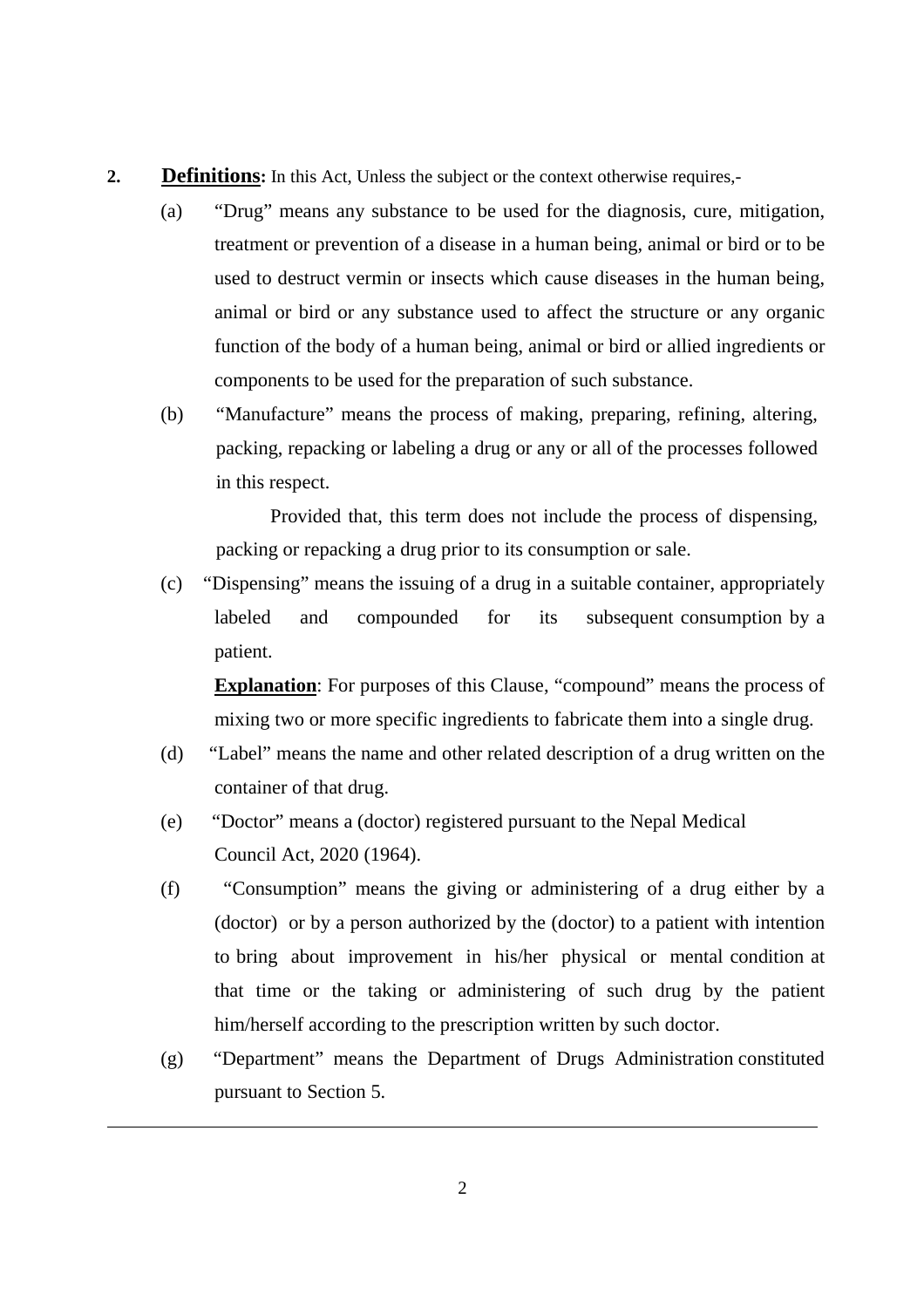**2.** **Definitions:** In this Act, Unless the subject or the context otherwise requires,-

(a) "Drug" means any substance to be used for the diagnosis, cure, mitigation, treatment or prevention of a disease in a human being, animal or bird or to be used to destruct vermin or insects which cause diseases in the human being, animal or bird or any substance used to affect the structure or any organic function of the body of a human being, animal or bird or allied ingredients or components to be used for the preparation of such substance.

(b) "Manufacture" means the process of making, preparing, refining, altering, packing, repacking or labeling a drug or any or all of the processes followed in this respect.

Provided that, this term does not include the process of dispensing, packing or repacking a drug prior to its consumption or sale.

(c) "Dispensing" means the issuing of a drug in a suitable container, appropriately labeled and compounded for its subsequent consumption by a patient.

**Explanation**: For purposes of this Clause, "compound" means the process of mixing two or more specific ingredients to fabricate them into a single drug.

(d) "Label" means the name and other related description of a drug written on the container of that drug.

(e) "Doctor" means a (doctor) registered pursuant to the Nepal Medical Council Act, 2020 (1964).

(f) "Consumption" means the giving or administering of a drug either by a (doctor) or by a person authorized by the (doctor) to a patient with intention to bring about improvement in his/her physical or mental condition at that time or the taking or administering of such drug by the patient him/herself according to the prescription written by such doctor.

(g) "Department" means the Department of Drugs Administration constituted pursuant to Section 5.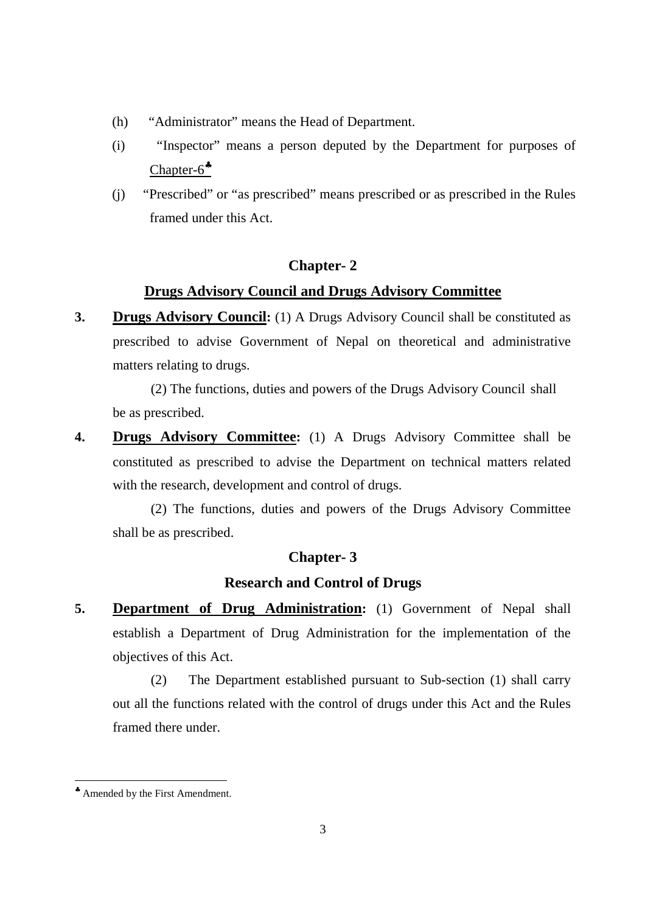(h) "Administrator" means the Head of Department.

(i) "Inspector" means a person deputed by the Department for purposes of Chapter-6♣

(j) "Prescribed" or "as prescribed" means prescribed or as prescribed in the Rules framed under this Act.

## Chapter- 2

## Drugs Advisory Council and Drugs Advisory Committee

**3. Drugs Advisory Council:** (1) A Drugs Advisory Council shall be constituted as prescribed to advise Government of Nepal on theoretical and administrative matters relating to drugs.

(2) The functions, duties and powers of the Drugs Advisory Council shall be as prescribed.

**4. Drugs Advisory Committee:** (1) A Drugs Advisory Committee shall be constituted as prescribed to advise the Department on technical matters related with the research, development and control of drugs.

(2) The functions, duties and powers of the Drugs Advisory Committee shall be as prescribed.

## Chapter- 3

## Research and Control of Drugs

**5. Department of Drug Administration:** (1) Government of Nepal shall establish a Department of Drug Administration for the implementation of the objectives of this Act.

(2) The Department established pursuant to Sub-section (1) shall carry out all the functions related with the control of drugs under this Act and the Rules framed there under.

---

♣ Amended by the First Amendment.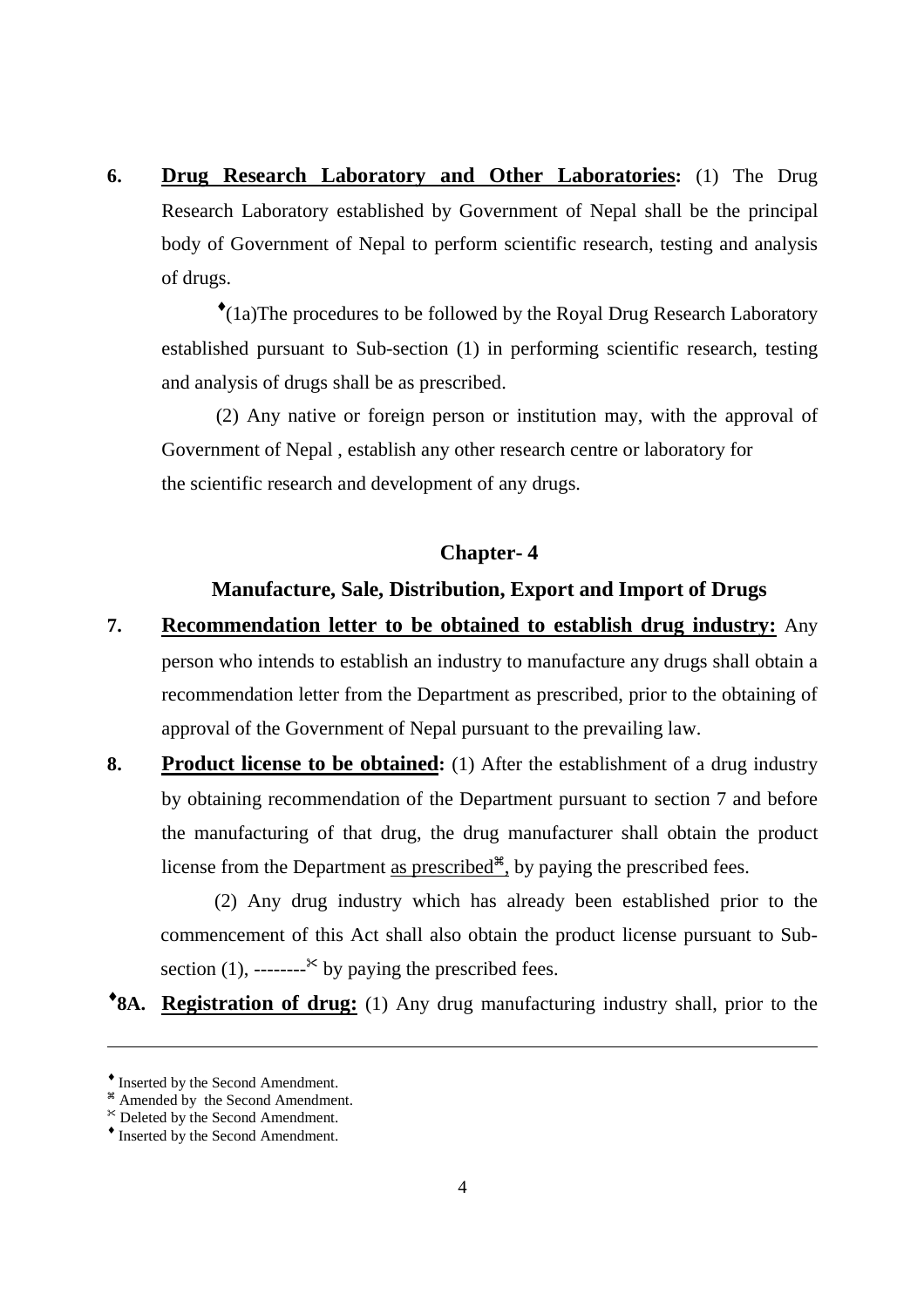**6. <u>Drug Research Laboratory and Other Laboratories</u>:** (1) The Drug Research Laboratory established by Government of Nepal shall be the principal body of Government of Nepal to perform scientific research, testing and analysis of drugs.

♦(1a)The procedures to be followed by the Royal Drug Research Laboratory established pursuant to Sub-section (1) in performing scientific research, testing and analysis of drugs shall be as prescribed.

(2) Any native or foreign person or institution may, with the approval of Government of Nepal , establish any other research centre or laboratory for the scientific research and development of any drugs.

## Chapter- 4

## Manufacture, Sale, Distribution, Export and Import of Drugs

**7. <u>Recommendation letter to be obtained to establish drug industry:</u>** Any person who intends to establish an industry to manufacture any drugs shall obtain a recommendation letter from the Department as prescribed, prior to the obtaining of approval of the Government of Nepal pursuant to the prevailing law.

**8. <u>Product license to be obtained</u>:** (1) After the establishment of a drug industry by obtaining recommendation of the Department pursuant to section 7 and before the manufacturing of that drug, the drug manufacturer shall obtain the product license from the Department <u>as prescribed</u>⌘, by paying the prescribed fees.

(2) Any drug industry which has already been established prior to the commencement of this Act shall also obtain the product license pursuant to Sub-section (1), --------✂ by paying the prescribed fees.

**♦8A. <u>Registration of drug:</u>** (1) Any drug manufacturing industry shall, prior to the

---

♦ Inserted by the Second Amendment.
⌘ Amended by the Second Amendment.
✂ Deleted by the Second Amendment.
♦ Inserted by the Second Amendment.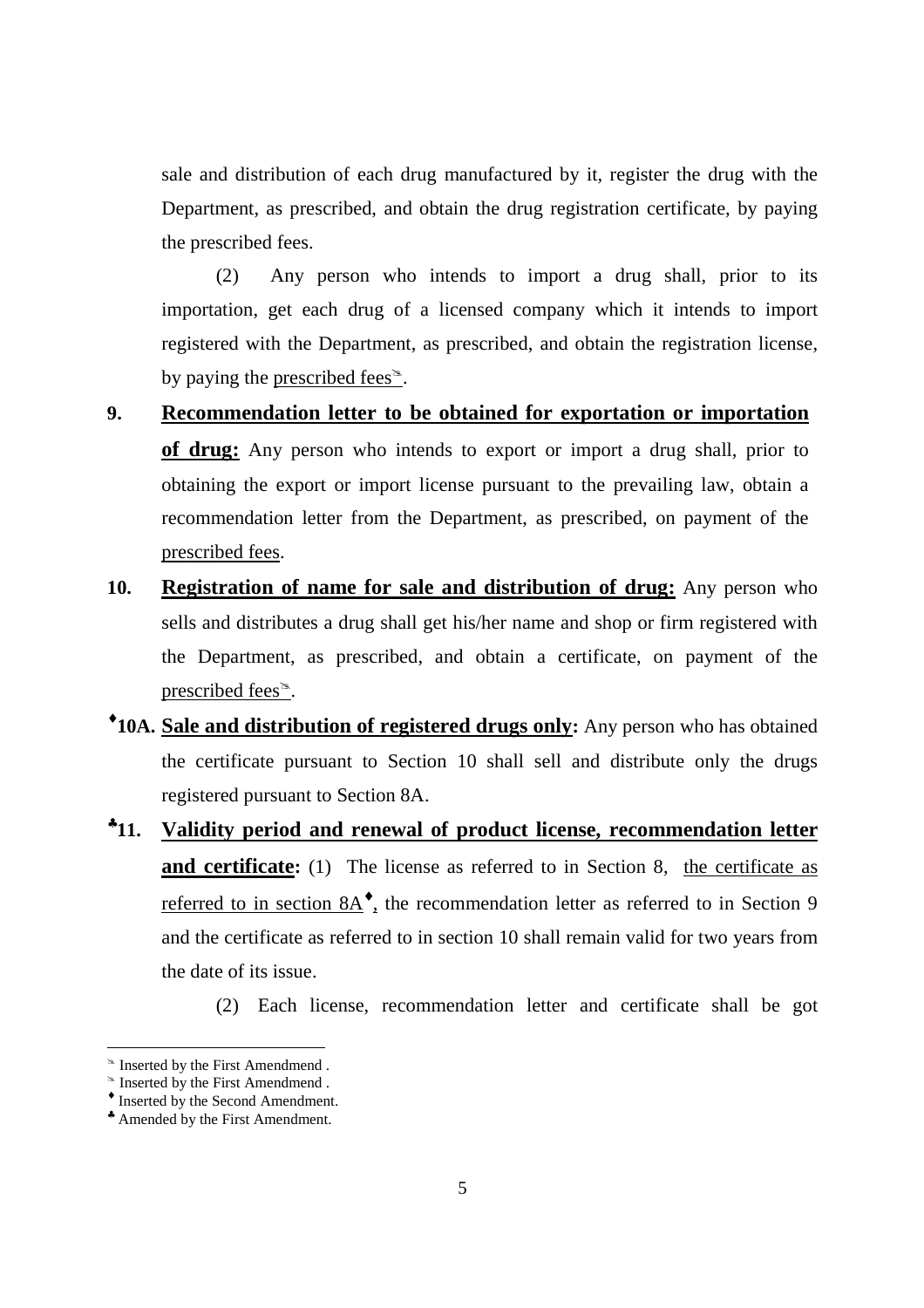sale and distribution of each drug manufactured by it, register the drug with the Department, as prescribed, and obtain the drug registration certificate, by paying the prescribed fees.

(2) Any person who intends to import a drug shall, prior to its importation, get each drug of a licensed company which it intends to import registered with the Department, as prescribed, and obtain the registration license, by paying the <u>prescribed fees</u>[✎].

**9. <u>Recommendation letter to be obtained for exportation or importation of drug:</u>** Any person who intends to export or import a drug shall, prior to obtaining the export or import license pursuant to the prevailing law, obtain a recommendation letter from the Department, as prescribed, on payment of the <u>prescribed fees</u>.

**10. <u>Registration of name for sale and distribution of drug:</u>** Any person who sells and distributes a drug shall get his/her name and shop or firm registered with the Department, as prescribed, and obtain a certificate, on payment of the <u>prescribed fees</u>[✎].

[♦]**10A. <u>Sale and distribution of registered drugs only</u>:** Any person who has obtained the certificate pursuant to Section 10 shall sell and distribute only the drugs registered pursuant to Section 8A.

[♣]**11. <u>Validity period and renewal of product license, recommendation letter and certificate</u>:** (1) The license as referred to in Section 8, <u>the certificate as referred to in section 8A</u>[♦]<u>,</u> the recommendation letter as referred to in Section 9 and the certificate as referred to in section 10 shall remain valid for two years from the date of its issue.

(2) Each license, recommendation letter and certificate shall be got

---

[✎] Inserted by the First Amendmend .
[✎] Inserted by the First Amendmend .
[♦] Inserted by the Second Amendment.
[♣] Amended by the First Amendment.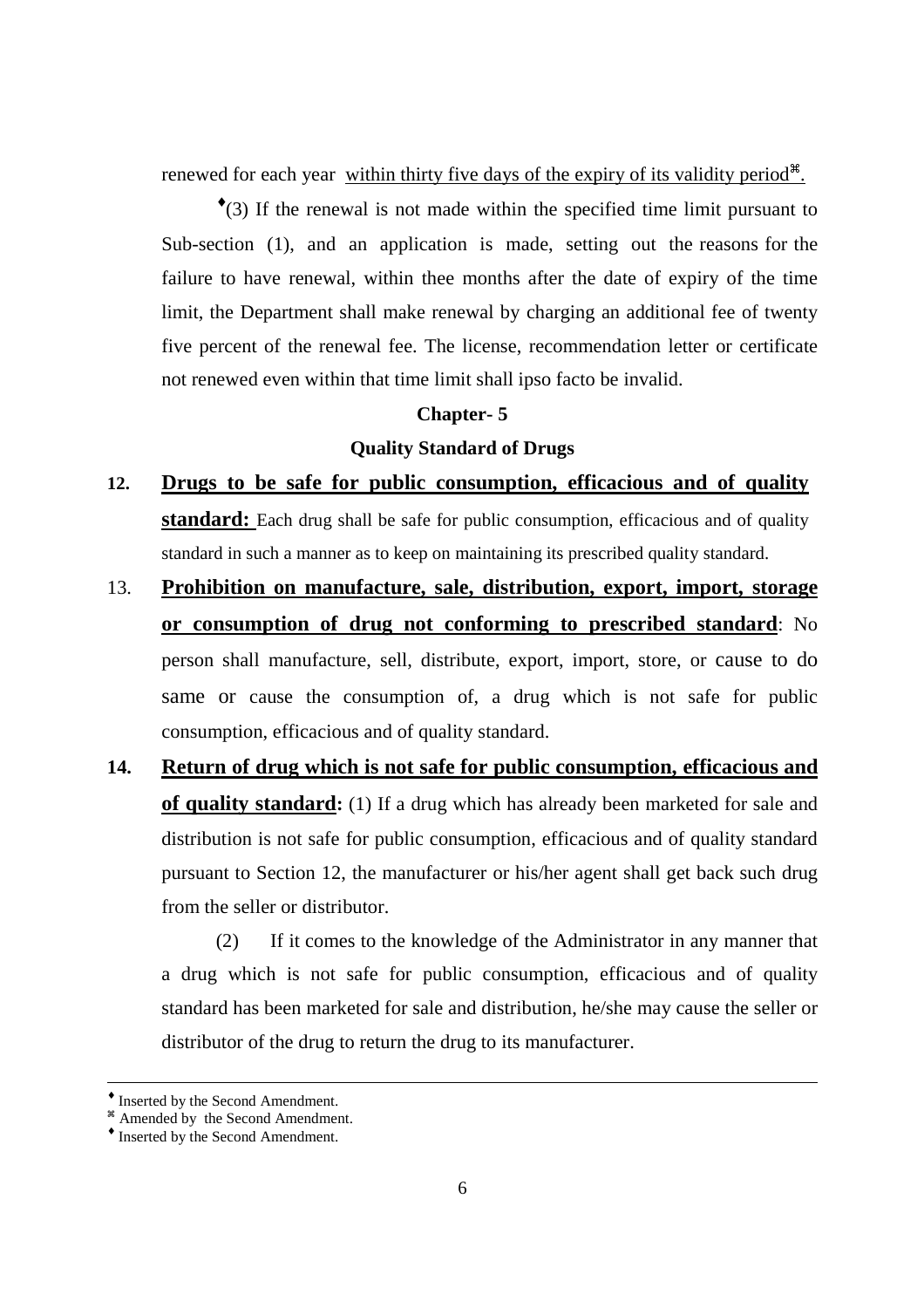renewed for each year within thirty five days of the expiry of its validity period⌘.

♦(3) If the renewal is not made within the specified time limit pursuant to Sub-section (1), and an application is made, setting out the reasons for the failure to have renewal, within thee months after the date of expiry of the time limit, the Department shall make renewal by charging an additional fee of twenty five percent of the renewal fee. The license, recommendation letter or certificate not renewed even within that time limit shall ipso facto be invalid.

## Chapter- 5

## Quality Standard of Drugs

**12. Drugs to be safe for public consumption, efficacious and of quality standard:** Each drug shall be safe for public consumption, efficacious and of quality standard in such a manner as to keep on maintaining its prescribed quality standard.

13. **Prohibition on manufacture, sale, distribution, export, import, storage or consumption of drug not conforming to prescribed standard**: No person shall manufacture, sell, distribute, export, import, store, or cause to do same or cause the consumption of, a drug which is not safe for public consumption, efficacious and of quality standard.

**14. Return of drug which is not safe for public consumption, efficacious and of quality standard:** (1) If a drug which has already been marketed for sale and distribution is not safe for public consumption, efficacious and of quality standard pursuant to Section 12, the manufacturer or his/her agent shall get back such drug from the seller or distributor.

(2) If it comes to the knowledge of the Administrator in any manner that a drug which is not safe for public consumption, efficacious and of quality standard has been marketed for sale and distribution, he/she may cause the seller or distributor of the drug to return the drug to its manufacturer.

---

♦ Inserted by the Second Amendment.

⌘ Amended by the Second Amendment.

♦ Inserted by the Second Amendment.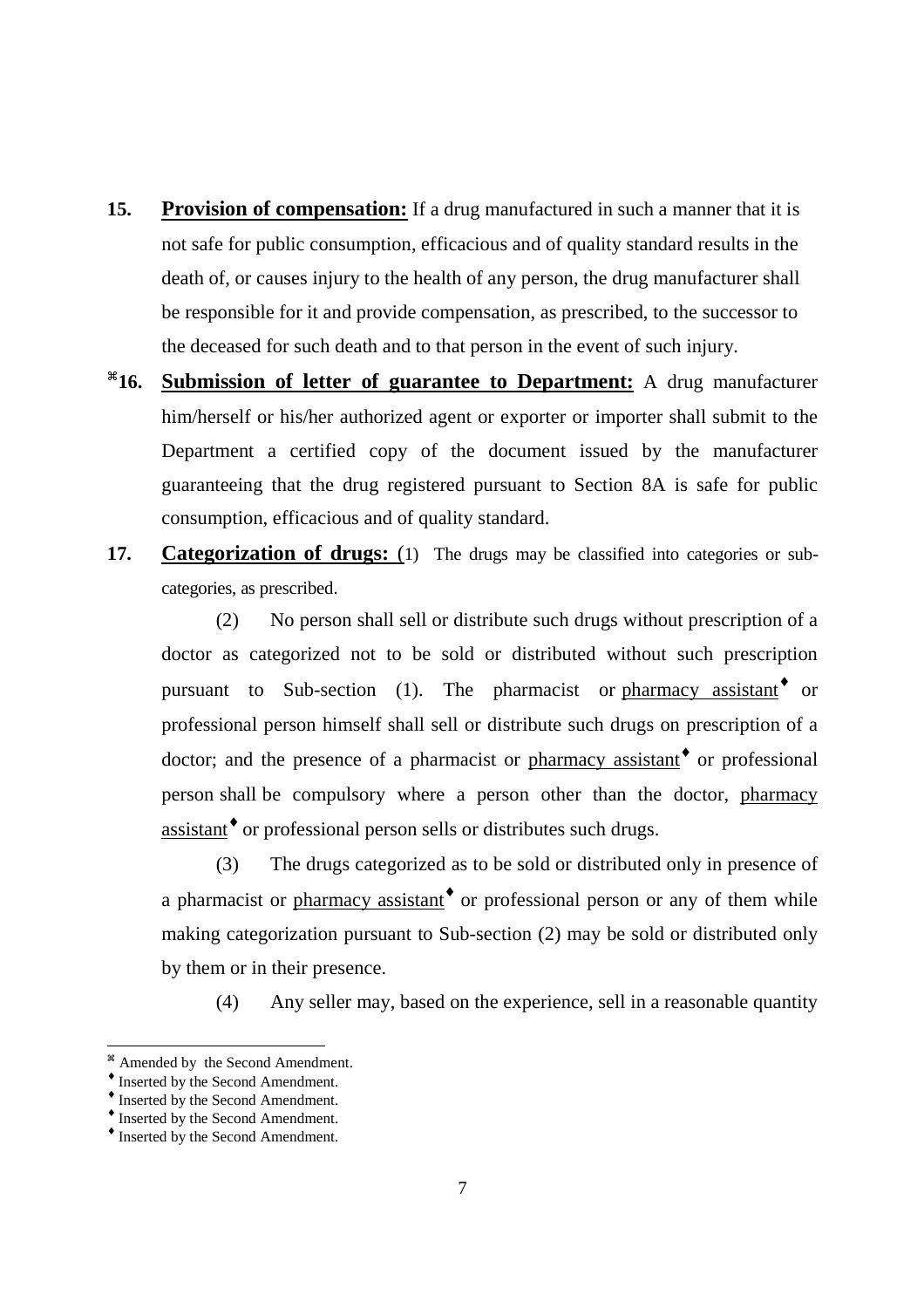**15.** **Provision of compensation:** If a drug manufactured in such a manner that it is not safe for public consumption, efficacious and of quality standard results in the death of, or causes injury to the health of any person, the drug manufacturer shall be responsible for it and provide compensation, as prescribed, to the successor to the deceased for such death and to that person in the event of such injury.

⌘**16.** **Submission of letter of guarantee to Department:** A drug manufacturer him/herself or his/her authorized agent or exporter or importer shall submit to the Department a certified copy of the document issued by the manufacturer guaranteeing that the drug registered pursuant to Section 8A is safe for public consumption, efficacious and of quality standard.

**17.** **Categorization of drugs:** (1) The drugs may be classified into categories or sub-categories, as prescribed.

(2) No person shall sell or distribute such drugs without prescription of a doctor as categorized not to be sold or distributed without such prescription pursuant to Sub-section (1). The pharmacist or pharmacy assistant♦ or professional person himself shall sell or distribute such drugs on prescription of a doctor; and the presence of a pharmacist or pharmacy assistant♦ or professional person shall be compulsory where a person other than the doctor, pharmacy assistant♦ or professional person sells or distributes such drugs.

(3) The drugs categorized as to be sold or distributed only in presence of a pharmacist or pharmacy assistant♦ or professional person or any of them while making categorization pursuant to Sub-section (2) may be sold or distributed only by them or in their presence.

(4) Any seller may, based on the experience, sell in a reasonable quantity

---

⌘ Amended by the Second Amendment.

♦ Inserted by the Second Amendment.

♦ Inserted by the Second Amendment.

♦ Inserted by the Second Amendment.

♦ Inserted by the Second Amendment.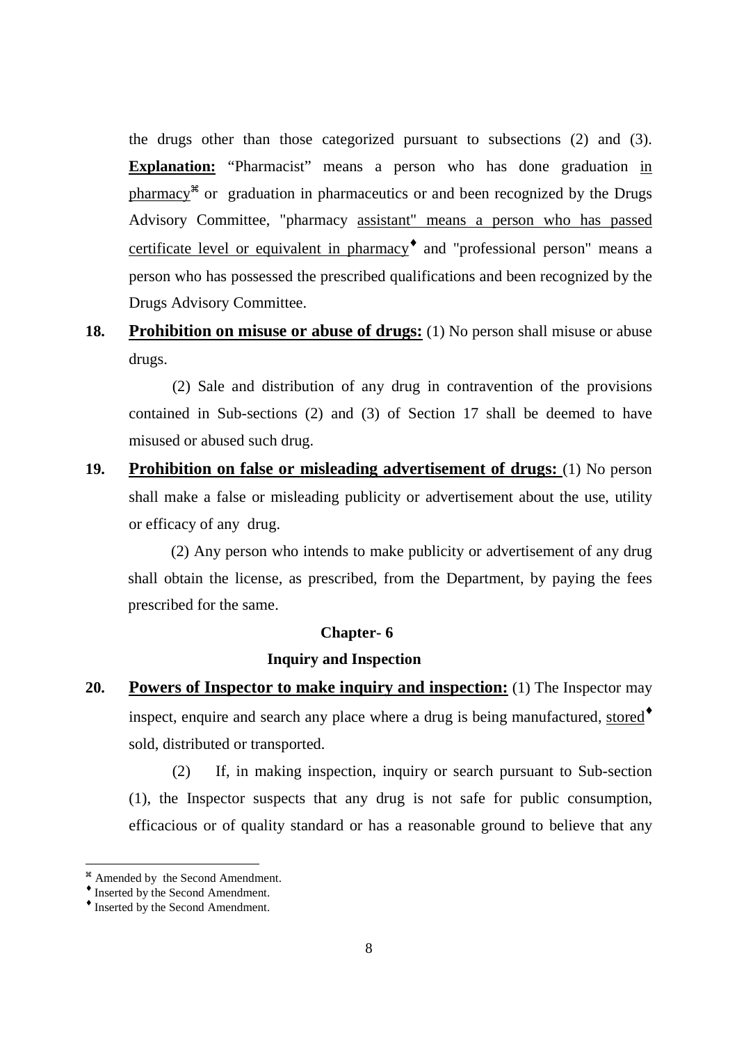the drugs other than those categorized pursuant to subsections (2) and (3). **Explanation:** "Pharmacist" means a person who has done graduation in pharmacy[⌘] or graduation in pharmaceutics or and been recognized by the Drugs Advisory Committee, "pharmacy assistant" means a person who has passed certificate level or equivalent in pharmacy[♦] and "professional person" means a person who has possessed the prescribed qualifications and been recognized by the Drugs Advisory Committee.

**18. Prohibition on misuse or abuse of drugs:** (1) No person shall misuse or abuse drugs.

(2) Sale and distribution of any drug in contravention of the provisions contained in Sub-sections (2) and (3) of Section 17 shall be deemed to have misused or abused such drug.

**19. Prohibition on false or misleading advertisement of drugs:** (1) No person shall make a false or misleading publicity or advertisement about the use, utility or efficacy of any drug.

(2) Any person who intends to make publicity or advertisement of any drug shall obtain the license, as prescribed, from the Department, by paying the fees prescribed for the same.

## Chapter- 6

## Inquiry and Inspection

**20. Powers of Inspector to make inquiry and inspection:** (1) The Inspector may inspect, enquire and search any place where a drug is being manufactured, stored[♦] sold, distributed or transported.

(2) If, in making inspection, inquiry or search pursuant to Sub-section (1), the Inspector suspects that any drug is not safe for public consumption, efficacious or of quality standard or has a reasonable ground to believe that any

---

[⌘] Amended by the Second Amendment.

[♦] Inserted by the Second Amendment.

[♦] Inserted by the Second Amendment.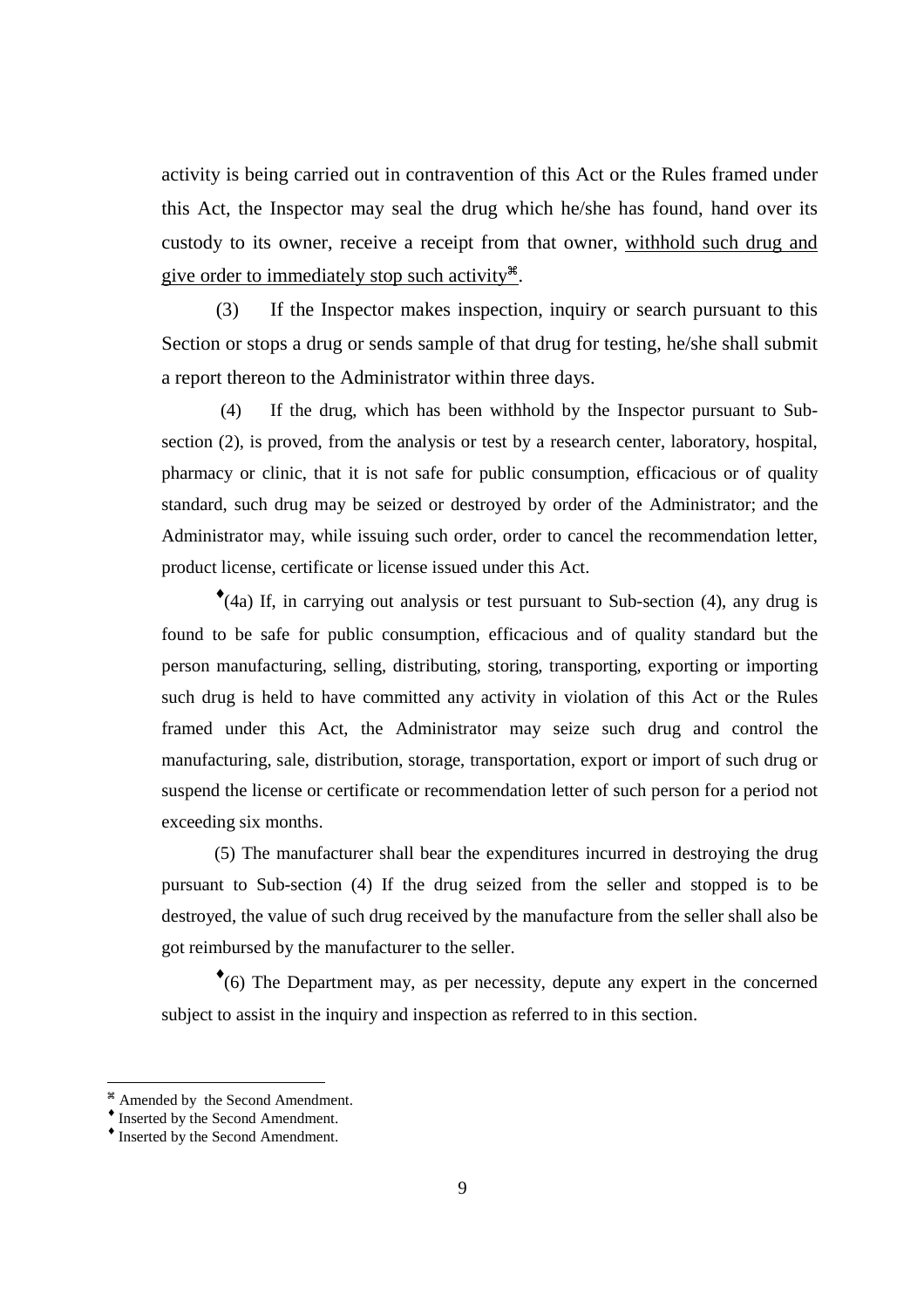activity is being carried out in contravention of this Act or the Rules framed under this Act, the Inspector may seal the drug which he/she has found, hand over its custody to its owner, receive a receipt from that owner, <u>withhold such drug and give order to immediately stop such activity</u>[⌘].

(3) If the Inspector makes inspection, inquiry or search pursuant to this Section or stops a drug or sends sample of that drug for testing, he/she shall submit a report thereon to the Administrator within three days.

(4) If the drug, which has been withhold by the Inspector pursuant to Sub-section (2), is proved, from the analysis or test by a research center, laboratory, hospital, pharmacy or clinic, that it is not safe for public consumption, efficacious or of quality standard, such drug may be seized or destroyed by order of the Administrator; and the Administrator may, while issuing such order, order to cancel the recommendation letter, product license, certificate or license issued under this Act.

[♦](4a) If, in carrying out analysis or test pursuant to Sub-section (4), any drug is found to be safe for public consumption, efficacious and of quality standard but the person manufacturing, selling, distributing, storing, transporting, exporting or importing such drug is held to have committed any activity in violation of this Act or the Rules framed under this Act, the Administrator may seize such drug and control the manufacturing, sale, distribution, storage, transportation, export or import of such drug or suspend the license or certificate or recommendation letter of such person for a period not exceeding six months.

(5) The manufacturer shall bear the expenditures incurred in destroying the drug pursuant to Sub-section (4) If the drug seized from the seller and stopped is to be destroyed, the value of such drug received by the manufacture from the seller shall also be got reimbursed by the manufacturer to the seller.

[♦](6) The Department may, as per necessity, depute any expert in the concerned subject to assist in the inquiry and inspection as referred to in this section.

---

[⌘] Amended by the Second Amendment.

[♦] Inserted by the Second Amendment.

[♦] Inserted by the Second Amendment.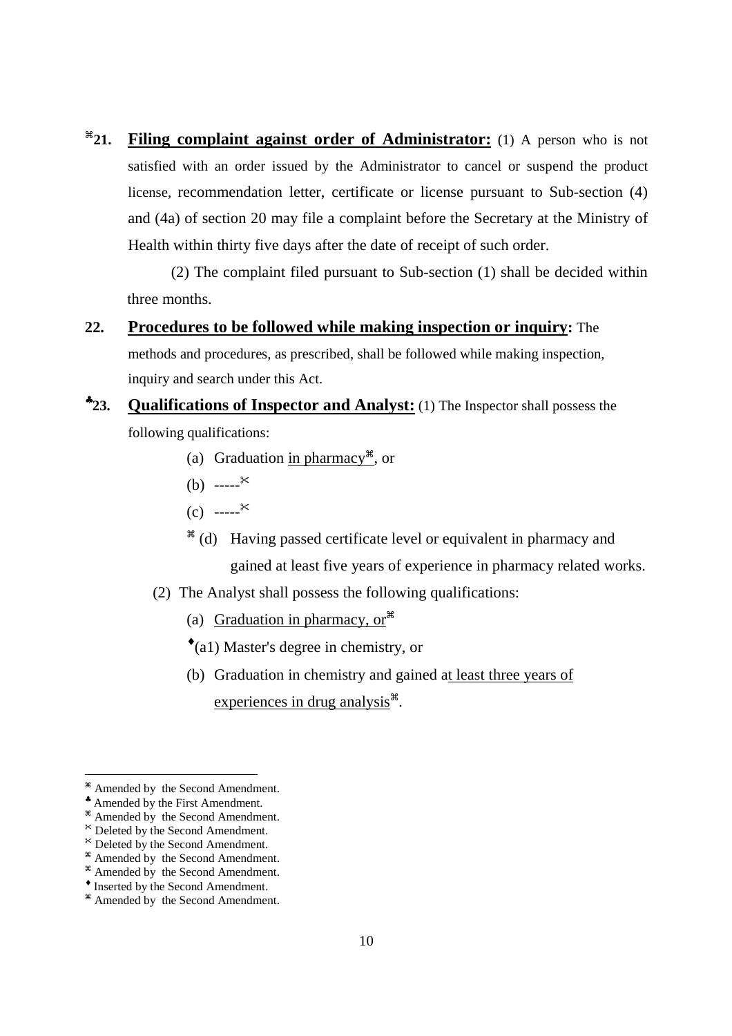⌘**21. Filing complaint against order of Administrator:** (1) A person who is not satisfied with an order issued by the Administrator to cancel or suspend the product license, recommendation letter, certificate or license pursuant to Sub-section (4) and (4a) of section 20 may file a complaint before the Secretary at the Ministry of Health within thirty five days after the date of receipt of such order.

(2) The complaint filed pursuant to Sub-section (1) shall be decided within three months.

**22. Procedures to be followed while making inspection or inquiry:** The methods and procedures, as prescribed, shall be followed while making inspection, inquiry and search under this Act.

♣**23. Qualifications of Inspector and Analyst:** (1) The Inspector shall possess the following qualifications:

(a) Graduation in pharmacy⌘, or

(b) -----✂

(c) -----✂

⌘ (d) Having passed certificate level or equivalent in pharmacy and gained at least five years of experience in pharmacy related works.

(2) The Analyst shall possess the following qualifications:

(a) Graduation in pharmacy, or⌘

♦(a1) Master's degree in chemistry, or

(b) Graduation in chemistry and gained at least three years of experiences in drug analysis⌘.

---

⌘ Amended by the Second Amendment.
♣ Amended by the First Amendment.
⌘ Amended by the Second Amendment.
✂ Deleted by the Second Amendment.
✂ Deleted by the Second Amendment.
⌘ Amended by the Second Amendment.
⌘ Amended by the Second Amendment.
♦ Inserted by the Second Amendment.
⌘ Amended by the Second Amendment.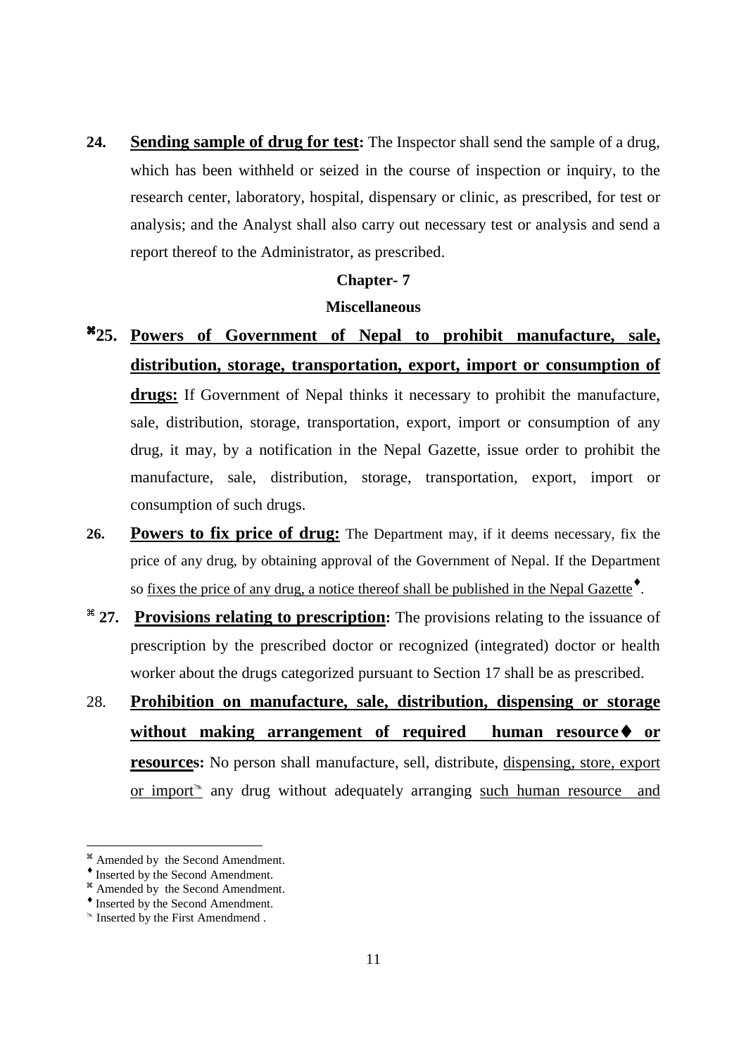**24.** **Sending sample of drug for test:** The Inspector shall send the sample of a drug, which has been withheld or seized in the course of inspection or inquiry, to the research center, laboratory, hospital, dispensary or clinic, as prescribed, for test or analysis; and the Analyst shall also carry out necessary test or analysis and send a report thereof to the Administrator, as prescribed.

## Chapter- 7

## Miscellaneous

**⌘25.** **Powers of Government of Nepal to prohibit manufacture, sale, distribution, storage, transportation, export, import or consumption of drugs:** If Government of Nepal thinks it necessary to prohibit the manufacture, sale, distribution, storage, transportation, export, import or consumption of any drug, it may, by a notification in the Nepal Gazette, issue order to prohibit the manufacture, sale, distribution, storage, transportation, export, import or consumption of such drugs.

**26.** **Powers to fix price of drug:** The Department may, if it deems necessary, fix the price of any drug, by obtaining approval of the Government of Nepal. If the Department so fixes the price of any drug, a notice thereof shall be published in the Nepal Gazette♦.

**⌘ 27.** **Provisions relating to prescription:** The provisions relating to the issuance of prescription by the prescribed doctor or recognized (integrated) doctor or health worker about the drugs categorized pursuant to Section 17 shall be as prescribed.

28. **Prohibition on manufacture, sale, distribution, dispensing or storage without making arrangement of required human resource♦ or resources:** No person shall manufacture, sell, distribute, dispensing, store, export or import✎ any drug without adequately arranging such human resource and

---

⌘ Amended by the Second Amendment.

♦ Inserted by the Second Amendment.

⌘ Amended by the Second Amendment.

♦ Inserted by the Second Amendment.

✎ Inserted by the First Amendmend .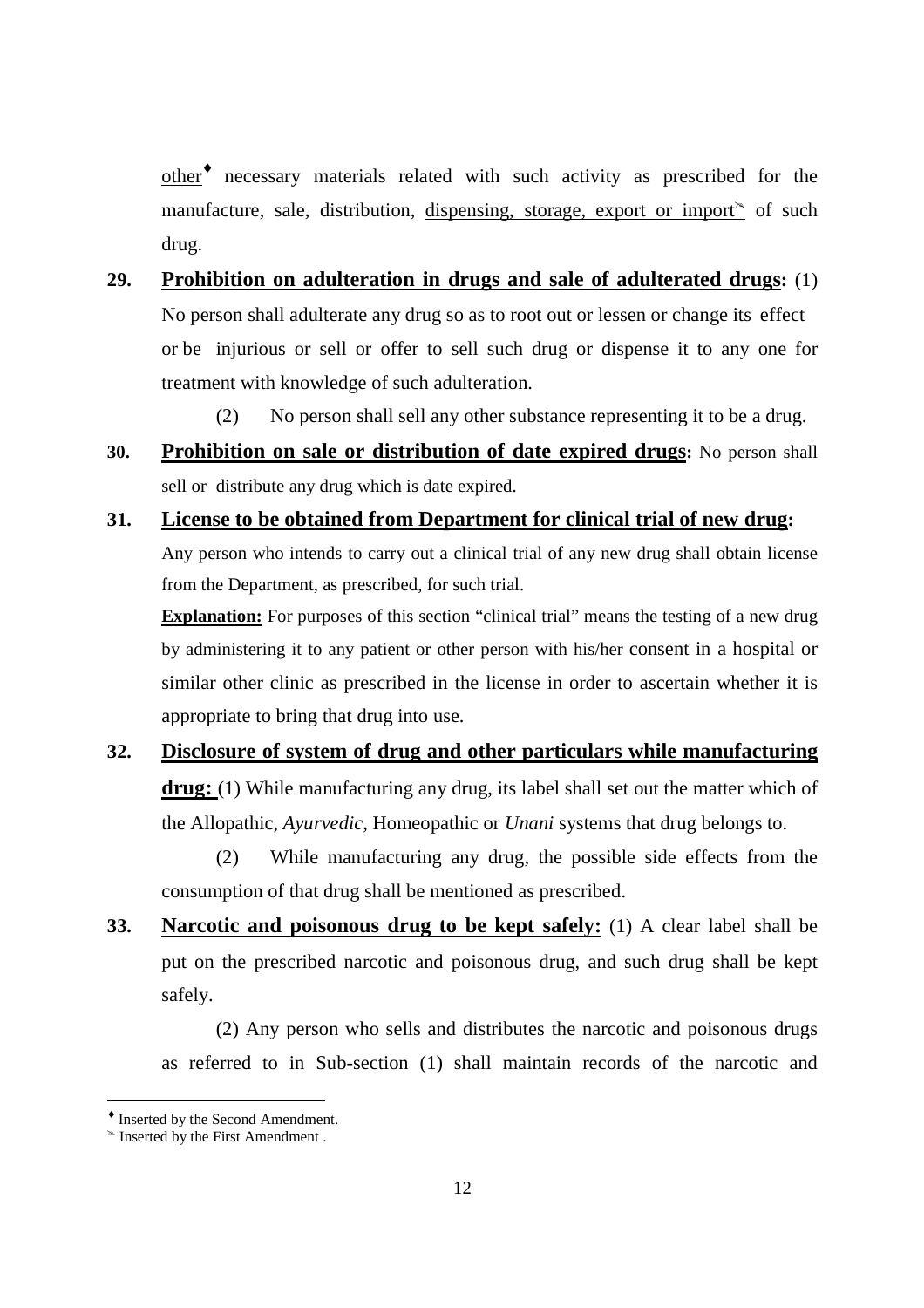other[♦] necessary materials related with such activity as prescribed for the manufacture, sale, distribution, dispensing, storage, export or import[✂] of such drug.

**29. Prohibition on adulteration in drugs and sale of adulterated drugs:** (1) No person shall adulterate any drug so as to root out or lessen or change its effect or be injurious or sell or offer to sell such drug or dispense it to any one for treatment with knowledge of such adulteration.

(2) No person shall sell any other substance representing it to be a drug.

**30. Prohibition on sale or distribution of date expired drugs:** No person shall sell or distribute any drug which is date expired.

**31. License to be obtained from Department for clinical trial of new drug:** Any person who intends to carry out a clinical trial of any new drug shall obtain license from the Department, as prescribed, for such trial.

**Explanation:** For purposes of this section "clinical trial" means the testing of a new drug by administering it to any patient or other person with his/her consent in a hospital or similar other clinic as prescribed in the license in order to ascertain whether it is appropriate to bring that drug into use.

**32. Disclosure of system of drug and other particulars while manufacturing drug:** (1) While manufacturing any drug, its label shall set out the matter which of the Allopathic, *Ayurvedic*, Homeopathic or *Unani* systems that drug belongs to.

(2) While manufacturing any drug, the possible side effects from the consumption of that drug shall be mentioned as prescribed.

**33. Narcotic and poisonous drug to be kept safely:** (1) A clear label shall be put on the prescribed narcotic and poisonous drug, and such drug shall be kept safely.

(2) Any person who sells and distributes the narcotic and poisonous drugs as referred to in Sub-section (1) shall maintain records of the narcotic and

---

[♦] Inserted by the Second Amendment.

[✂] Inserted by the First Amendment .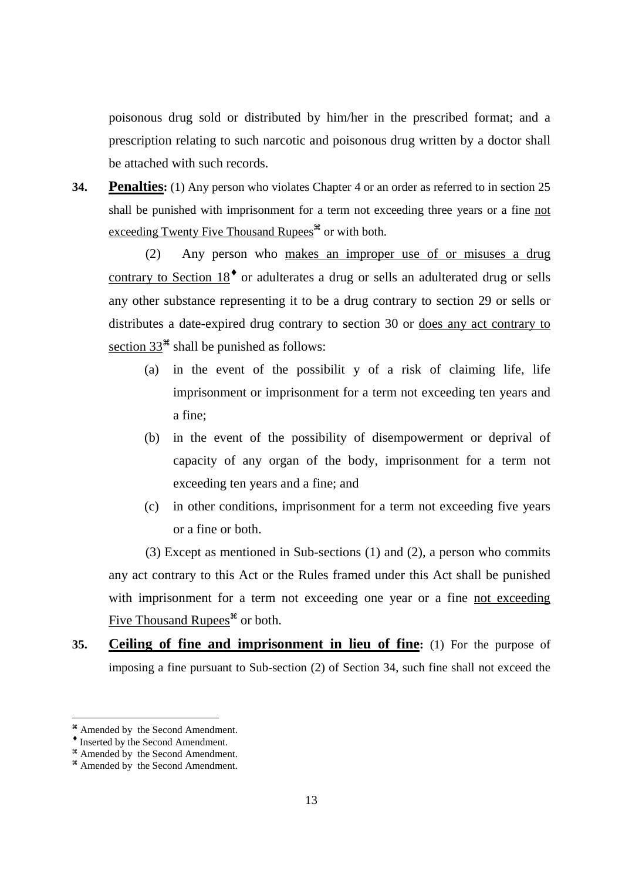poisonous drug sold or distributed by him/her in the prescribed format; and a prescription relating to such narcotic and poisonous drug written by a doctor shall be attached with such records.

**34. Penalties:** (1) Any person who violates Chapter 4 or an order as referred to in section 25 shall be punished with imprisonment for a term not exceeding three years or a fine not exceeding Twenty Five Thousand Rupees[⌘] or with both.

(2) Any person who makes an improper use of or misuses a drug contrary to Section 18[♦] or adulterates a drug or sells an adulterated drug or sells any other substance representing it to be a drug contrary to section 29 or sells or distributes a date-expired drug contrary to section 30 or does any act contrary to section 33[⌘] shall be punished as follows:

(a) in the event of the possibilit y of a risk of claiming life, life imprisonment or imprisonment for a term not exceeding ten years and a fine;

(b) in the event of the possibility of disempowerment or deprival of capacity of any organ of the body, imprisonment for a term not exceeding ten years and a fine; and

(c) in other conditions, imprisonment for a term not exceeding five years or a fine or both.

(3) Except as mentioned in Sub-sections (1) and (2), a person who commits any act contrary to this Act or the Rules framed under this Act shall be punished with imprisonment for a term not exceeding one year or a fine not exceeding Five Thousand Rupees[⌘] or both.

**35. Ceiling of fine and imprisonment in lieu of fine:** (1) For the purpose of imposing a fine pursuant to Sub-section (2) of Section 34, such fine shall not exceed the

---

[⌘] Amended by the Second Amendment.
[♦] Inserted by the Second Amendment.
[⌘] Amended by the Second Amendment.
[⌘] Amended by the Second Amendment.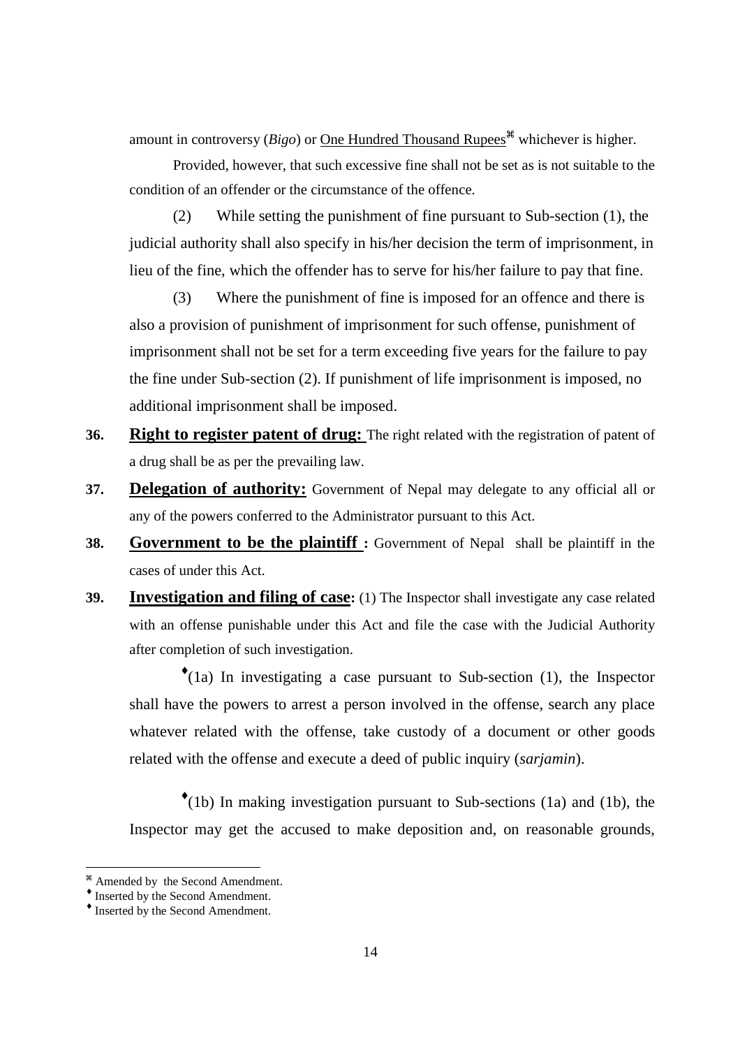amount in controversy (*Bigo*) or One Hundred Thousand Rupees[⌘] whichever is higher.

Provided, however, that such excessive fine shall not be set as is not suitable to the condition of an offender or the circumstance of the offence.

(2) While setting the punishment of fine pursuant to Sub-section (1), the judicial authority shall also specify in his/her decision the term of imprisonment, in lieu of the fine, which the offender has to serve for his/her failure to pay that fine.

(3) Where the punishment of fine is imposed for an offence and there is also a provision of punishment of imprisonment for such offense, punishment of imprisonment shall not be set for a term exceeding five years for the failure to pay the fine under Sub-section (2). If punishment of life imprisonment is imposed, no additional imprisonment shall be imposed.

**36. Right to register patent of drug:** The right related with the registration of patent of a drug shall be as per the prevailing law.

**37. Delegation of authority:** Government of Nepal may delegate to any official all or any of the powers conferred to the Administrator pursuant to this Act.

**38. Government to be the plaintiff :** Government of Nepal shall be plaintiff in the cases of under this Act.

**39. Investigation and filing of case:** (1) The Inspector shall investigate any case related with an offense punishable under this Act and file the case with the Judicial Authority after completion of such investigation.

[♦](1a) In investigating a case pursuant to Sub-section (1), the Inspector shall have the powers to arrest a person involved in the offense, search any place whatever related with the offense, take custody of a document or other goods related with the offense and execute a deed of public inquiry (*sarjamin*).

[♦](1b) In making investigation pursuant to Sub-sections (1a) and (1b), the Inspector may get the accused to make deposition and, on reasonable grounds,

---

⌘ Amended by the Second Amendment.

♦ Inserted by the Second Amendment.

♦ Inserted by the Second Amendment.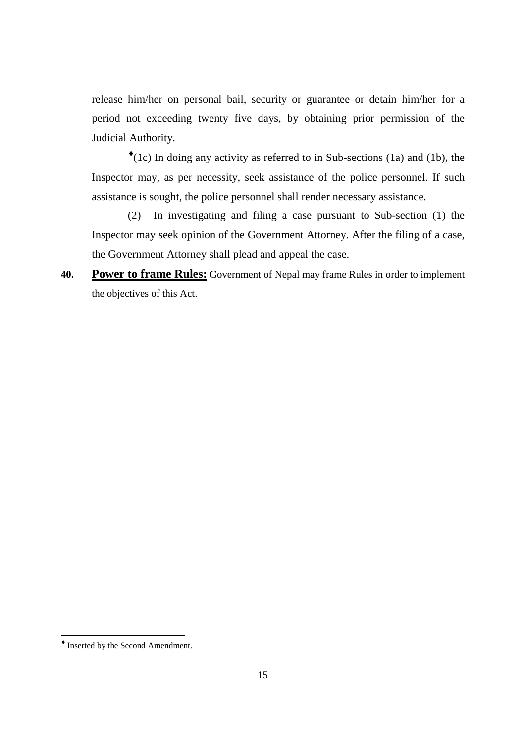release him/her on personal bail, security or guarantee or detain him/her for a period not exceeding twenty five days, by obtaining prior permission of the Judicial Authority.

♦(1c) In doing any activity as referred to in Sub-sections (1a) and (1b), the Inspector may, as per necessity, seek assistance of the police personnel. If such assistance is sought, the police personnel shall render necessary assistance.

(2) In investigating and filing a case pursuant to Sub-section (1) the Inspector may seek opinion of the Government Attorney. After the filing of a case, the Government Attorney shall plead and appeal the case.

**40. Power to frame Rules:** Government of Nepal may frame Rules in order to implement the objectives of this Act.

---

♦ Inserted by the Second Amendment.